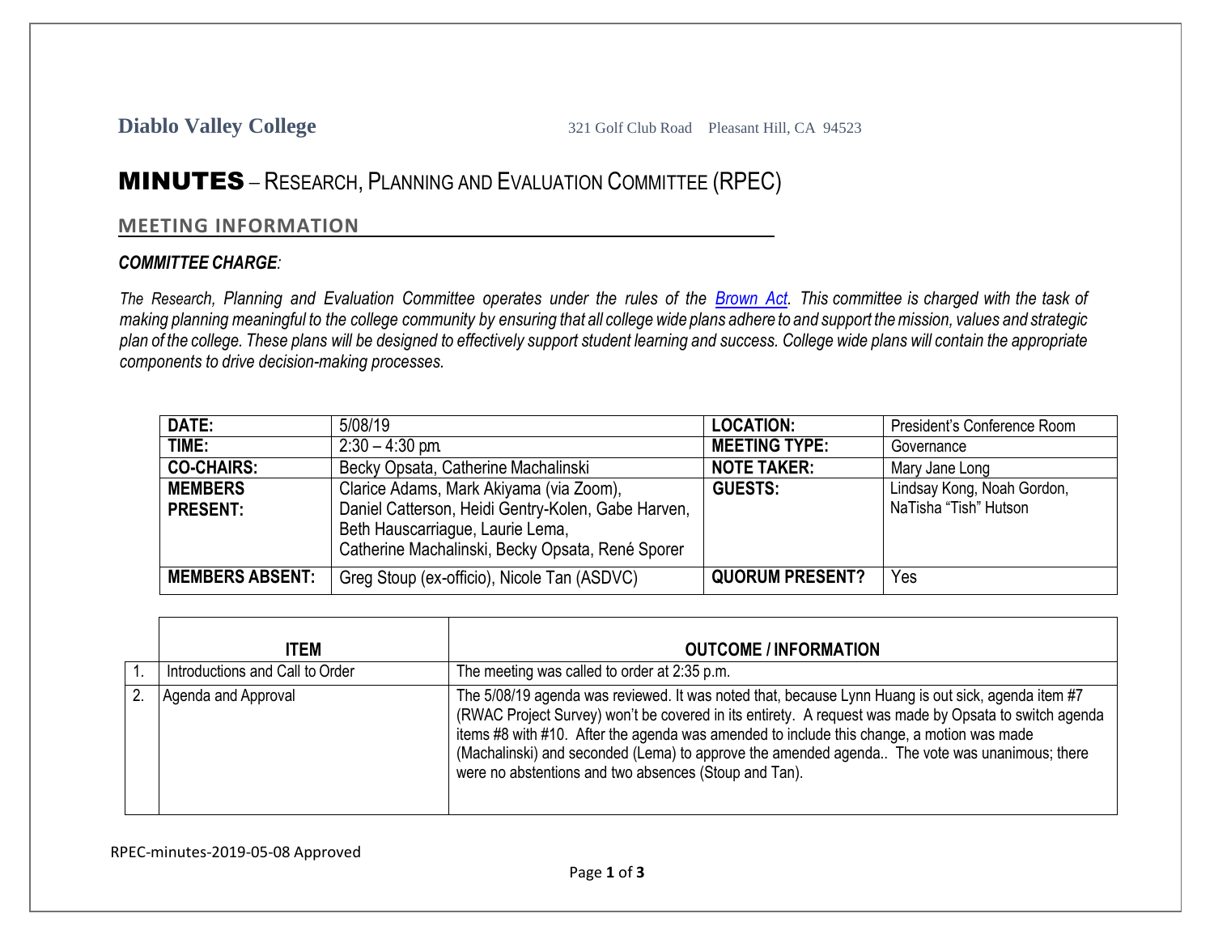**Diablo Valley College** 321 Golf Club Road Pleasant Hill, CA 94523

# MINUTES – RESEARCH, PLANNING AND EVALUATION COMMITTEE (RPEC)

## MEETING INFORMATION

***COMMITTEE CHARGE:***

*The Research, Planning and Evaluation Committee operates under the rules of the [Brown Act](). This committee is charged with the task of making planning meaningful to the college community by ensuring that all college wide plans adhere to and support the mission, values and strategic plan of the college. These plans will be designed to effectively support student learning and success. College wide plans will contain the appropriate components to drive decision-making processes.*

| **DATE:** | 5/08/19 | **LOCATION:** | President's Conference Room |
|---|---|---|---|
| **TIME:** | 2:30 – 4:30 pm. | **MEETING TYPE:** | Governance |
| **CO-CHAIRS:** | Becky Opsata, Catherine Machalinski | **NOTE TAKER:** | Mary Jane Long |
| **MEMBERS PRESENT:** | Clarice Adams, Mark Akiyama (via Zoom), Daniel Catterson, Heidi Gentry-Kolen, Gabe Harven, Beth Hauscarriague, Laurie Lema, Catherine Machalinski, Becky Opsata, René Sporer | **GUESTS:** | Lindsay Kong, Noah Gordon, NaTisha "Tish" Hutson |
| **MEMBERS ABSENT:** | Greg Stoup (ex-officio), Nicole Tan (ASDVC) | **QUORUM PRESENT?** | Yes |

| | **ITEM** | **OUTCOME / INFORMATION** |
|---|---|---|
| 1. | Introductions and Call to Order | The meeting was called to order at 2:35 p.m. |
| 2. | Agenda and Approval | The 5/08/19 agenda was reviewed. It was noted that, because Lynn Huang is out sick, agenda item #7 (RWAC Project Survey) won't be covered in its entirety. A request was made by Opsata to switch agenda items #8 with #10. After the agenda was amended to include this change, a motion was made (Machalinski) and seconded (Lema) to approve the amended agenda.. The vote was unanimous; there were no abstentions and two absences (Stoup and Tan). |

RPEC-minutes-2019-05-08 Approved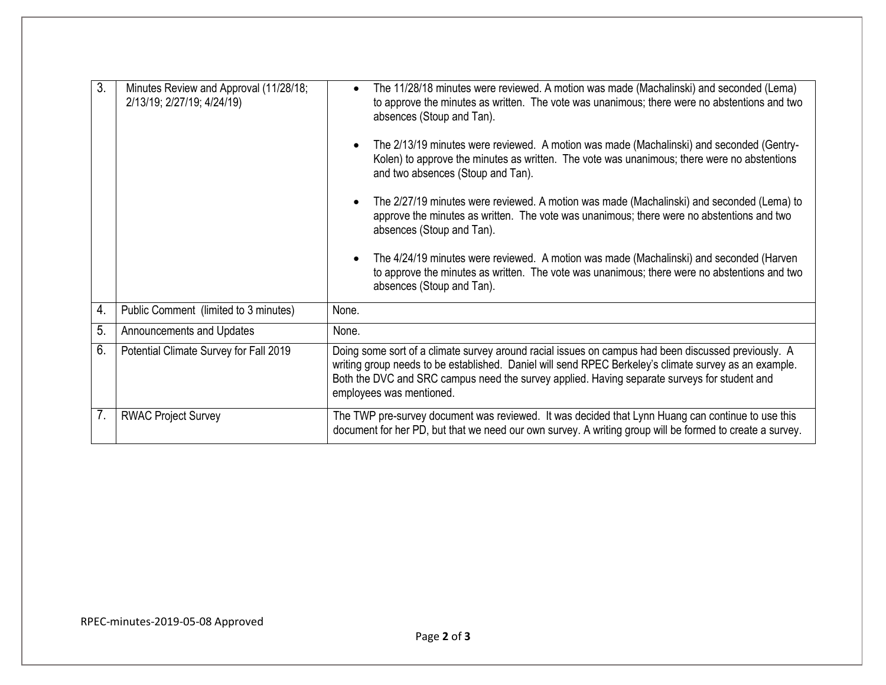| | | |
|---|---|---|
| 3. | Minutes Review and Approval (11/28/18; 2/13/19; 2/27/19; 4/24/19) | • The 11/28/18 minutes were reviewed. A motion was made (Machalinski) and seconded (Lema) to approve the minutes as written. The vote was unanimous; there were no abstentions and two absences (Stoup and Tan).<br><br>• The 2/13/19 minutes were reviewed. A motion was made (Machalinski) and seconded (Gentry-Kolen) to approve the minutes as written. The vote was unanimous; there were no abstentions and two absences (Stoup and Tan).<br><br>• The 2/27/19 minutes were reviewed. A motion was made (Machalinski) and seconded (Lema) to approve the minutes as written. The vote was unanimous; there were no abstentions and two absences (Stoup and Tan).<br><br>• The 4/24/19 minutes were reviewed. A motion was made (Machalinski) and seconded (Harven to approve the minutes as written. The vote was unanimous; there were no abstentions and two absences (Stoup and Tan). |
| 4. | Public Comment (limited to 3 minutes) | None. |
| 5. | Announcements and Updates | None. |
| 6. | Potential Climate Survey for Fall 2019 | Doing some sort of a climate survey around racial issues on campus had been discussed previously. A writing group needs to be established. Daniel will send RPEC Berkeley's climate survey as an example. Both the DVC and SRC campus need the survey applied. Having separate surveys for student and employees was mentioned. |
| 7. | RWAC Project Survey | The TWP pre-survey document was reviewed. It was decided that Lynn Huang can continue to use this document for her PD, but that we need our own survey. A writing group will be formed to create a survey. |

RPEC-minutes-2019-05-08 Approved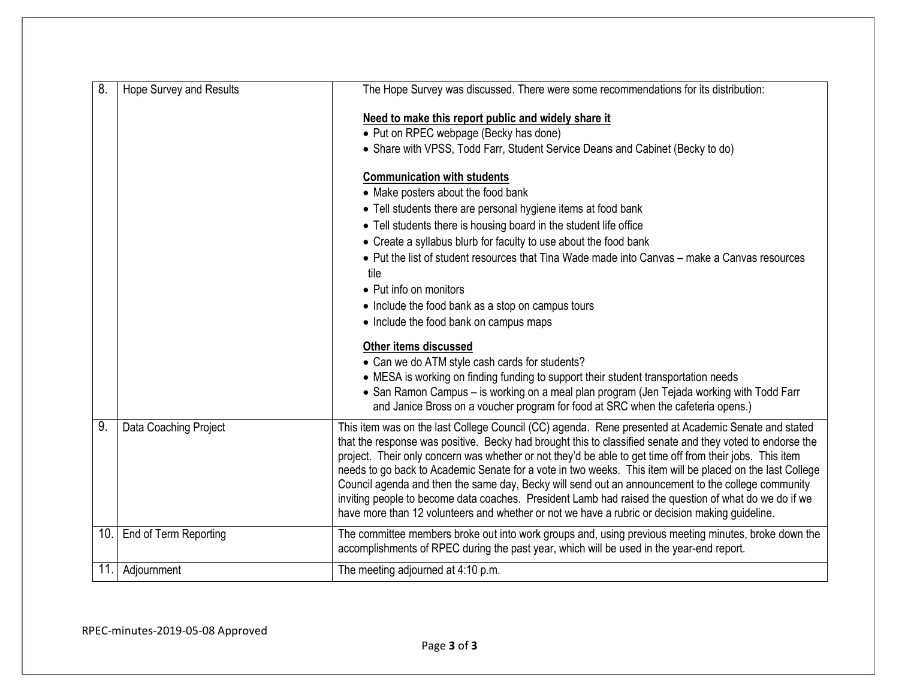| | | |
|---|---|---|
| 8. | Hope Survey and Results | The Hope Survey was discussed. There were some recommendations for its distribution:<br><br>**<u>Need to make this report public and widely share it</u>**<br>• Put on RPEC webpage (Becky has done)<br>• Share with VPSS, Todd Farr, Student Service Deans and Cabinet (Becky to do)<br><br>**<u>Communication with students</u>**<br>• Make posters about the food bank<br>• Tell students there are personal hygiene items at food bank<br>• Tell students there is housing board in the student life office<br>• Create a syllabus blurb for faculty to use about the food bank<br>• Put the list of student resources that Tina Wade made into Canvas – make a Canvas resources tile<br>• Put info on monitors<br>• Include the food bank as a stop on campus tours<br>• Include the food bank on campus maps<br><br>**<u>Other items discussed</u>**<br>• Can we do ATM style cash cards for students?<br>• MESA is working on finding funding to support their student transportation needs<br>• San Ramon Campus – is working on a meal plan program (Jen Tejada working with Todd Farr and Janice Bross on a voucher program for food at SRC when the cafeteria opens.) |
| 9. | Data Coaching Project | This item was on the last College Council (CC) agenda. Rene presented at Academic Senate and stated that the response was positive. Becky had brought this to classified senate and they voted to endorse the project. Their only concern was whether or not they'd be able to get time off from their jobs. This item needs to go back to Academic Senate for a vote in two weeks. This item will be placed on the last College Council agenda and then the same day, Becky will send out an announcement to the college community inviting people to become data coaches. President Lamb had raised the question of what do we do if we have more than 12 volunteers and whether or not we have a rubric or decision making guideline. |
| 10. | End of Term Reporting | The committee members broke out into work groups and, using previous meeting minutes, broke down the accomplishments of RPEC during the past year, which will be used in the year-end report. |
| 11. | Adjournment | The meeting adjourned at 4:10 p.m. |

RPEC-minutes-2019-05-08 Approved